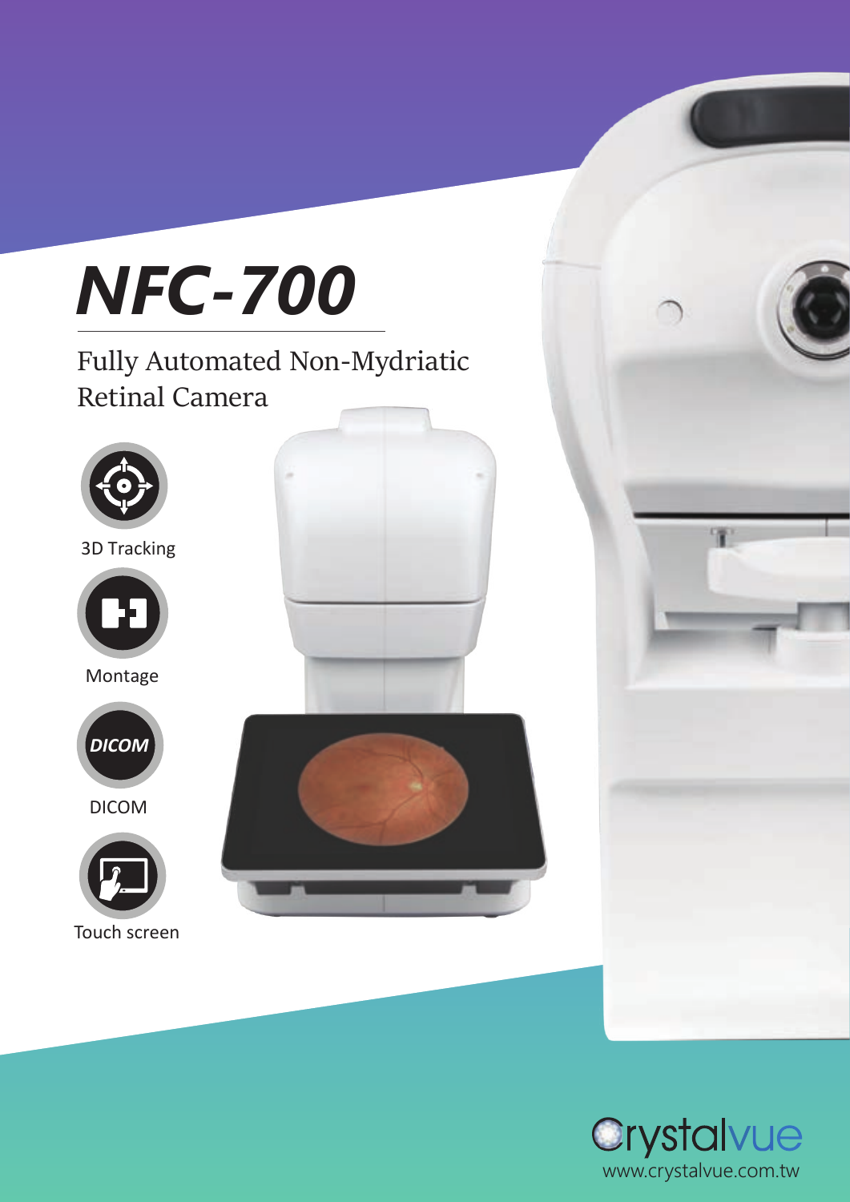# NFC-700

## Fully Automated Non-Mydriatic Retinal Camera

- 3D Tracking
- Montage
- DICOM
- Touch screen

Crystalvue
www.crystalvue.com.tw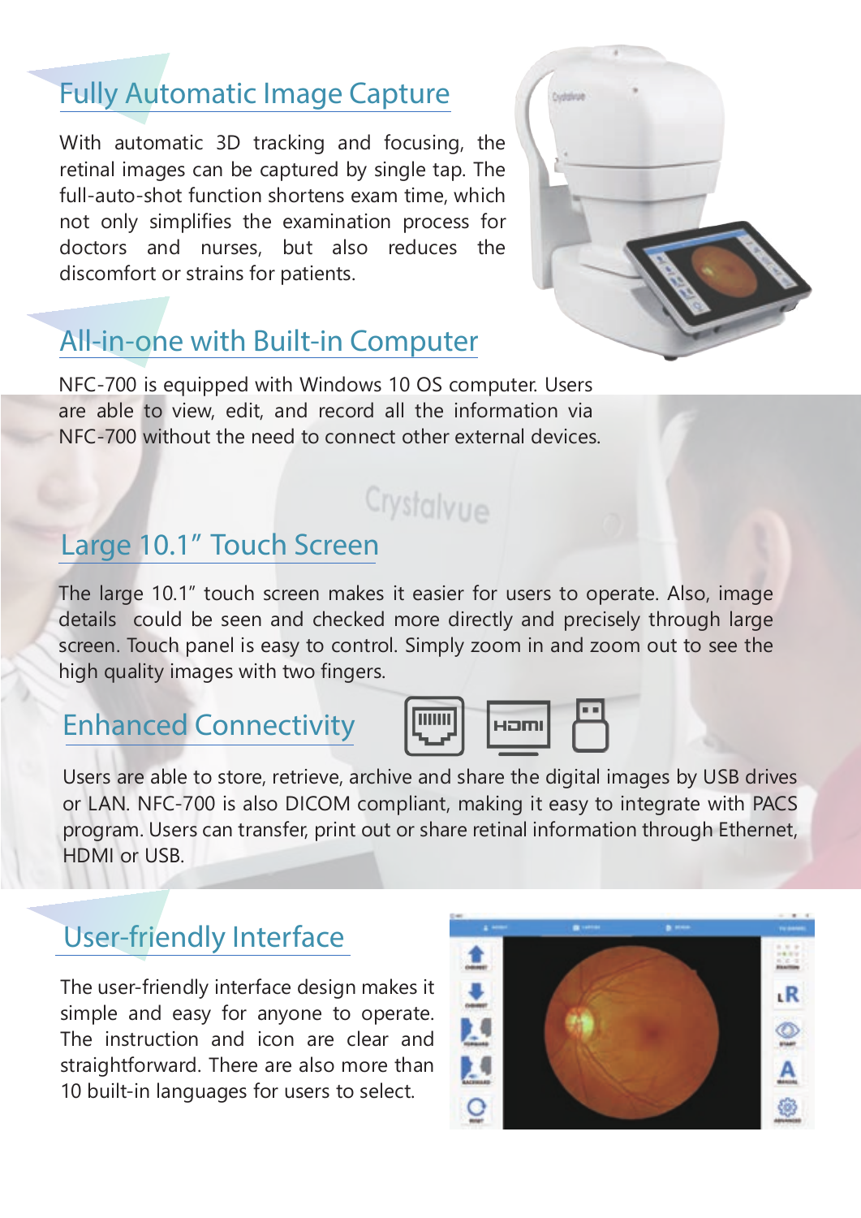## Fully Automatic Image Capture

With automatic 3D tracking and focusing, the retinal images can be captured by single tap. The full-auto-shot function shortens exam time, which not only simplifies the examination process for doctors and nurses, but also reduces the discomfort or strains for patients.

## All-in-one with Built-in Computer

NFC-700 is equipped with Windows 10 OS computer. Users are able to view, edit, and record all the information via NFC-700 without the need to connect other external devices.

## Large 10.1" Touch Screen

The large 10.1" touch screen makes it easier for users to operate. Also, image details could be seen and checked more directly and precisely through large screen. Touch panel is easy to control. Simply zoom in and zoom out to see the high quality images with two fingers.

## Enhanced Connectivity

Users are able to store, retrieve, archive and share the digital images by USB drives or LAN. NFC-700 is also DICOM compliant, making it easy to integrate with PACS program. Users can transfer, print out or share retinal information through Ethernet, HDMI or USB.

## User-friendly Interface

The user-friendly interface design makes it simple and easy for anyone to operate. The instruction and icon are clear and straightforward. There are also more than 10 built-in languages for users to select.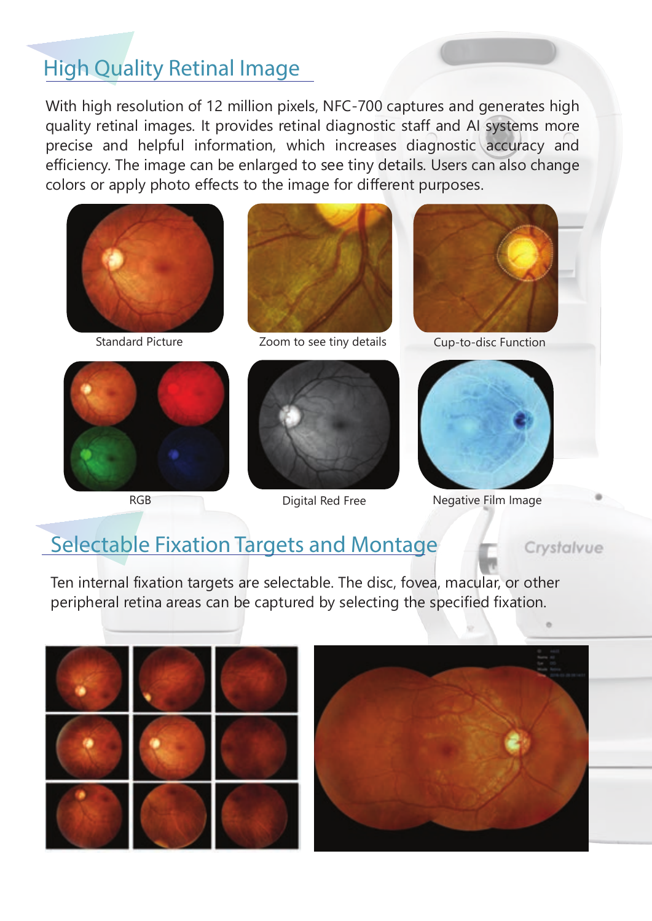## High Quality Retinal Image

With high resolution of 12 million pixels, NFC-700 captures and generates high quality retinal images. It provides retinal diagnostic staff and AI systems more precise and helpful information, which increases diagnostic accuracy and efficiency. The image can be enlarged to see tiny details. Users can also change colors or apply photo effects to the image for different purposes.

Standard Picture

Zoom to see tiny details

Cup-to-disc Function

RGB

Digital Red Free

Negative Film Image

## Selectable Fixation Targets and Montage

Ten internal fixation targets are selectable. The disc, fovea, macular, or other peripheral retina areas can be captured by selecting the specified fixation.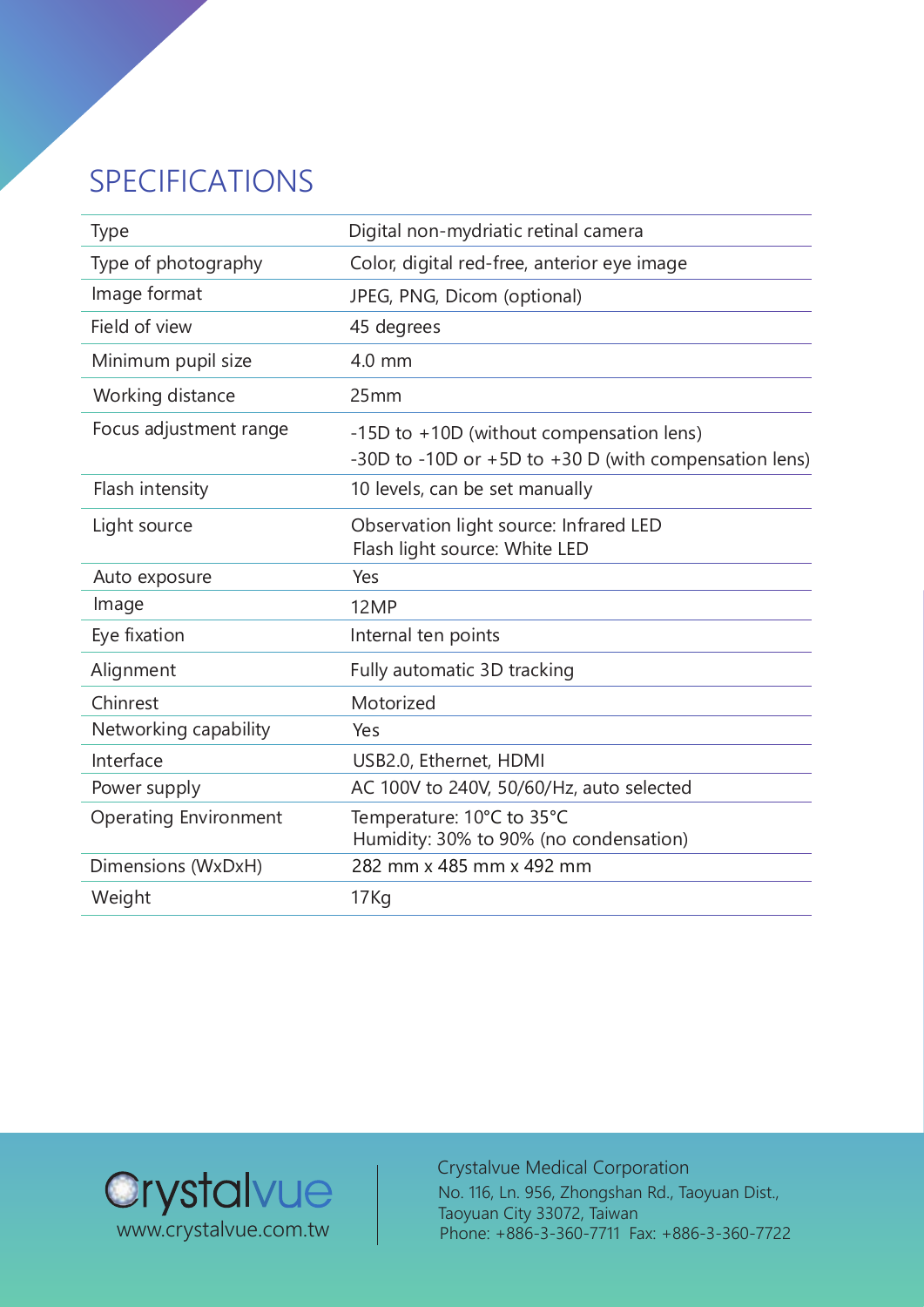## SPECIFICATIONS

| | |
|---|---|
| Type | Digital non-mydriatic retinal camera |
| Type of photography | Color, digital red-free, anterior eye image |
| Image format | JPEG, PNG, Dicom (optional) |
| Field of view | 45 degrees |
| Minimum pupil size | 4.0 mm |
| Working distance | 25mm |
| Focus adjustment range | -15D to +10D (without compensation lens)<br>-30D to -10D or +5D to +30 D (with compensation lens) |
| Flash intensity | 10 levels, can be set manually |
| Light source | Observation light source: Infrared LED<br>Flash light source: White LED |
| Auto exposure | Yes |
| Image | 12MP |
| Eye fixation | Internal ten points |
| Alignment | Fully automatic 3D tracking |
| Chinrest | Motorized |
| Networking capability | Yes |
| Interface | USB2.0, Ethernet, HDMI |
| Power supply | AC 100V to 240V, 50/60/Hz, auto selected |
| Operating Environment | Temperature: 10°C to 35°C<br>Humidity: 30% to 90% (no condensation) |
| Dimensions (WxDxH) | 282 mm x 485 mm x 492 mm |
| Weight | 17Kg |

Crystalvue
www.crystalvue.com.tw

Crystalvue Medical Corporation
No. 116, Ln. 956, Zhongshan Rd., Taoyuan Dist.,
Taoyuan City 33072, Taiwan
Phone: +886-3-360-7711 Fax: +886-3-360-7722